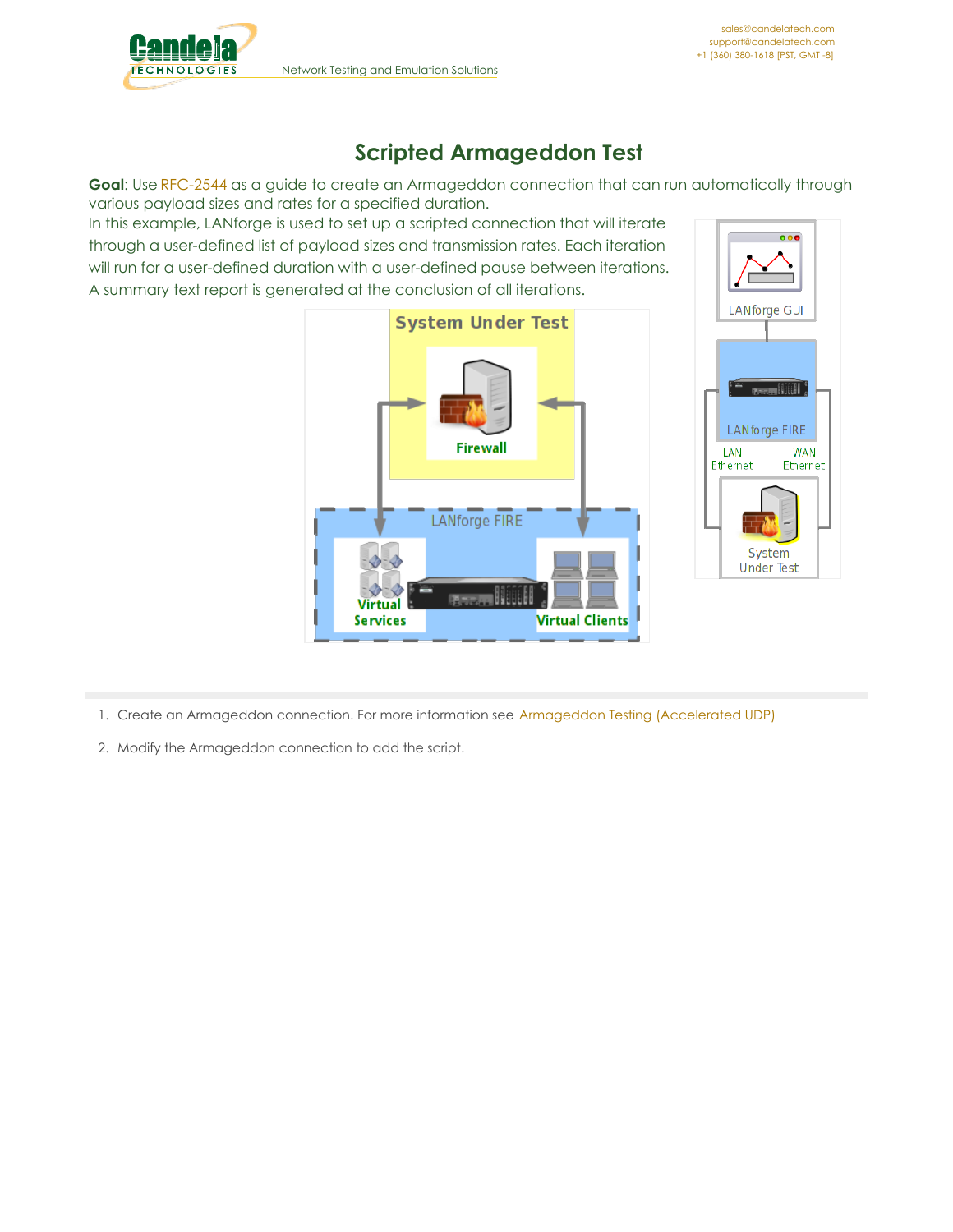# Scripted Armageddon Test

**Goal**: Use RFC-2544 as a guide to create an Armageddon connection that can run automatically through various payload sizes and rates for a specified duration.

In this example, LANforge is used to set up a scripted connection that will iterate through a user-defined list of payload sizes and transmission rates. Each iteration will run for a user-defined duration with a user-defined pause between iterations. A summary text report is generated at the conclusion of all iterations.

1. Create an Armageddon connection. For more information see Armageddon Testing (Accelerated UDP)
2. Modify the Armageddon connection to add the script.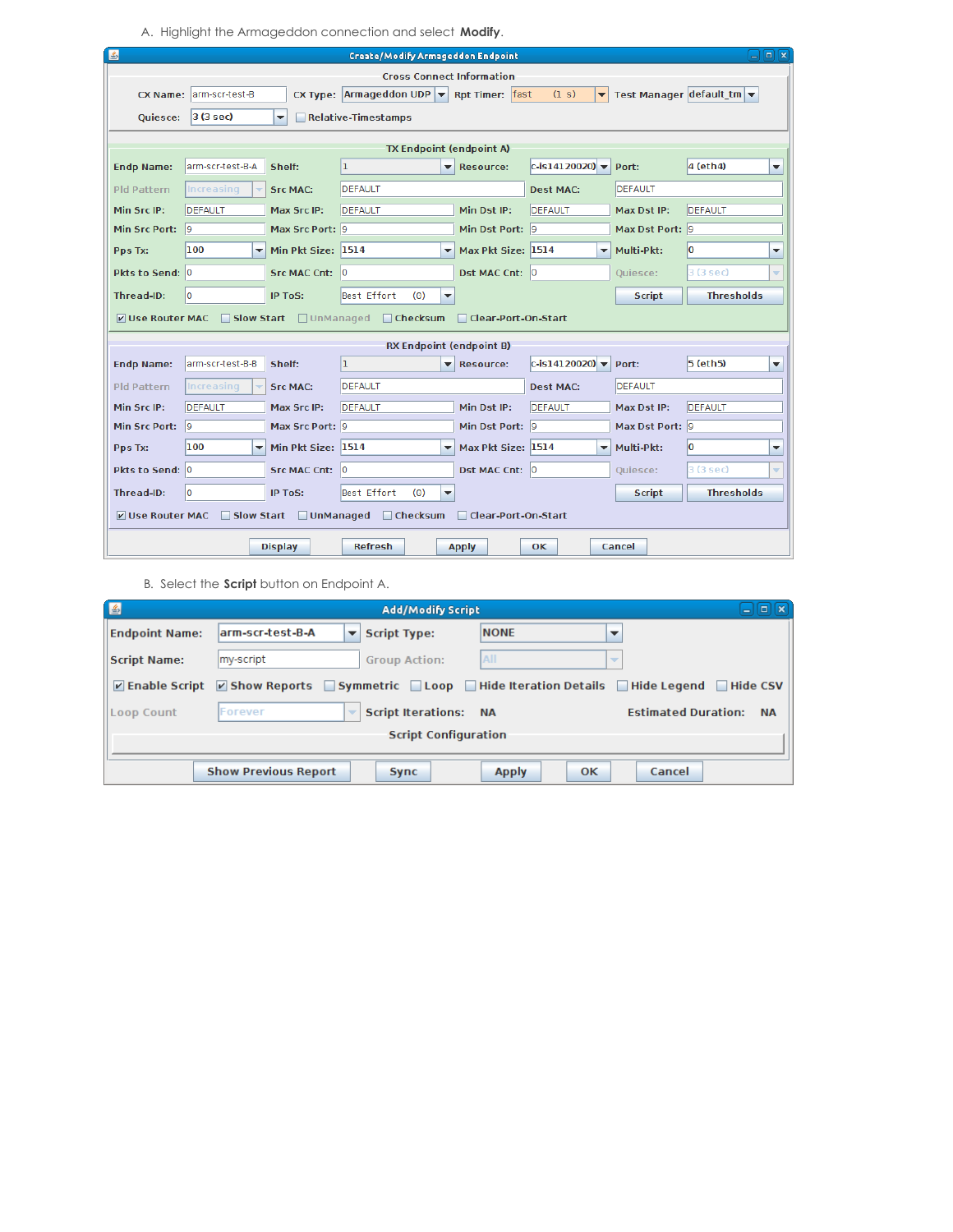A. Highlight the Armageddon connection and select **Modify**.

**Create/Modify Armageddon Endpoint**

Cross Connect Information

CX Name: arm-scr-test-B  CX Type: Armageddon UDP  Rpt Timer: fast (1 s)  Test Manager default_tm

Quiesce: 3 (3 sec)  Relative-Timestamps

TX Endpoint (endpoint A)

| Endp Name: | arm-scr-test-B-A | Shelf: | 1 | Resource: | c-is14120020 | Port: | 4 (eth4) |
|---|---|---|---|---|---|---|---|
| Pld Pattern | Increasing | Src MAC: | DEFAULT | Dest MAC: | DEFAULT | | |
| Min Src IP: | DEFAULT | Max Src IP: | DEFAULT | Min Dst IP: | DEFAULT | Max Dst IP: | DEFAULT |
| Min Src Port: | 9 | Max Src Port: | 9 | Min Dst Port: | 9 | Max Dst Port: | 9 |
| Pps Tx: | 100 | Min Pkt Size: | 1514 | Max Pkt Size: | 1514 | Multi-Pkt: | 0 |
| Pkts to Send: | 0 | Src MAC Cnt: | 0 | Dst MAC Cnt: | 0 | Quiesce: | 3 (3 sec) |
| Thread-ID: | 0 | IP ToS: | Best Effort (0) | Script | | Thresholds | |

☑ Use Router MAC ☐ Slow Start ☐ UnManaged ☐ Checksum ☐ Clear-Port-On-Start

RX Endpoint (endpoint B)

| Endp Name: | arm-scr-test-B-B | Shelf: | 1 | Resource: | c-is14120020 | Port: | 5 (eth5) |
|---|---|---|---|---|---|---|---|
| Pld Pattern | Increasing | Src MAC: | DEFAULT | Dest MAC: | DEFAULT | | |
| Min Src IP: | DEFAULT | Max Src IP: | DEFAULT | Min Dst IP: | DEFAULT | Max Dst IP: | DEFAULT |
| Min Src Port: | 9 | Max Src Port: | 9 | Min Dst Port: | 9 | Max Dst Port: | 9 |
| Pps Tx: | 100 | Min Pkt Size: | 1514 | Max Pkt Size: | 1514 | Multi-Pkt: | 0 |
| Pkts to Send: | 0 | Src MAC Cnt: | 0 | Dst MAC Cnt: | 0 | Quiesce: | 3 (3 sec) |
| Thread-ID: | 0 | IP ToS: | Best Effort (0) | Script | | Thresholds | |

☑ Use Router MAC ☐ Slow Start ☐ UnManaged ☐ Checksum ☐ Clear-Port-On-Start

Display | Refresh | Apply | OK | Cancel

B. Select the **Script** button on Endpoint A.

**Add/Modify Script**

Endpoint Name: arm-scr-test-B-A  Script Type: NONE

Script Name: my-script  Group Action: All

☑ Enable Script ☑ Show Reports ☐ Symmetric ☐ Loop ☐ Hide Iteration Details ☐ Hide Legend ☐ Hide CSV

Loop Count: Forever  Script Iterations: NA  Estimated Duration: NA

Script Configuration

Show Previous Report | Sync | Apply | OK | Cancel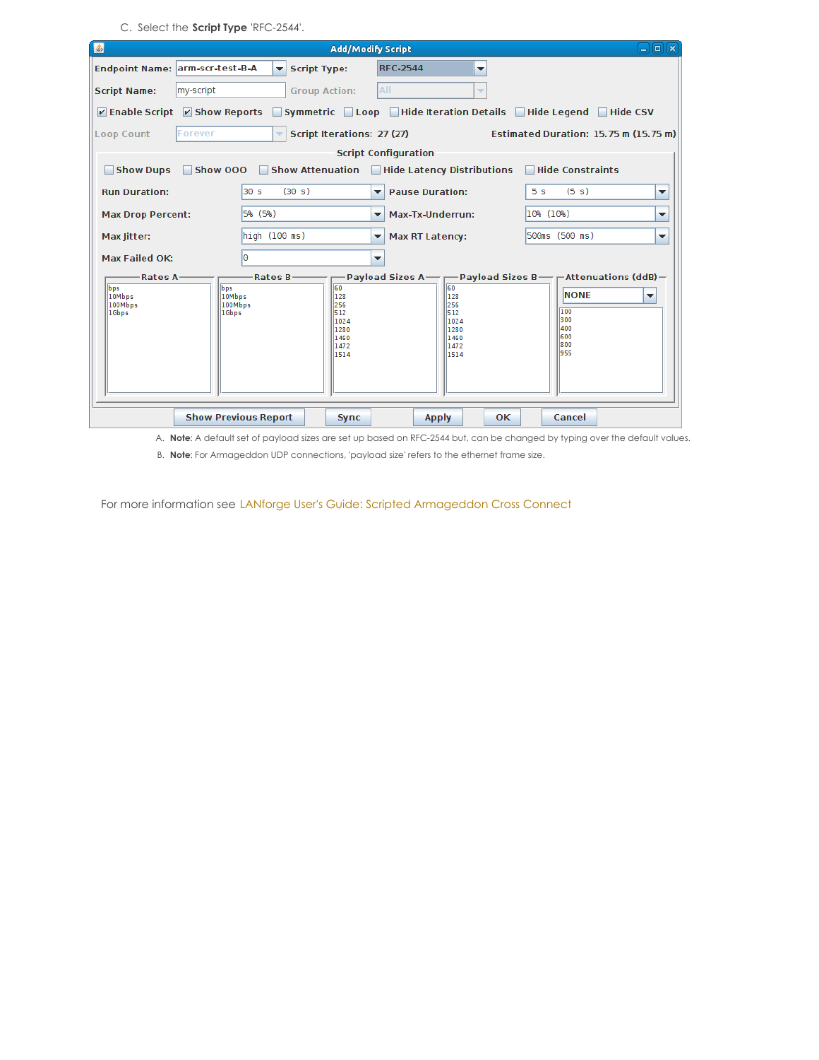C. Select the **Script Type** 'RFC-2544'.

A. **Note**: A default set of payload sizes are set up based on RFC-2544 but, can be changed by typing over the default values.

B. **Note**: For Armageddon UDP connections, 'payload size' refers to the ethernet frame size.

For more information see LANforge User's Guide: Scripted Armageddon Cross Connect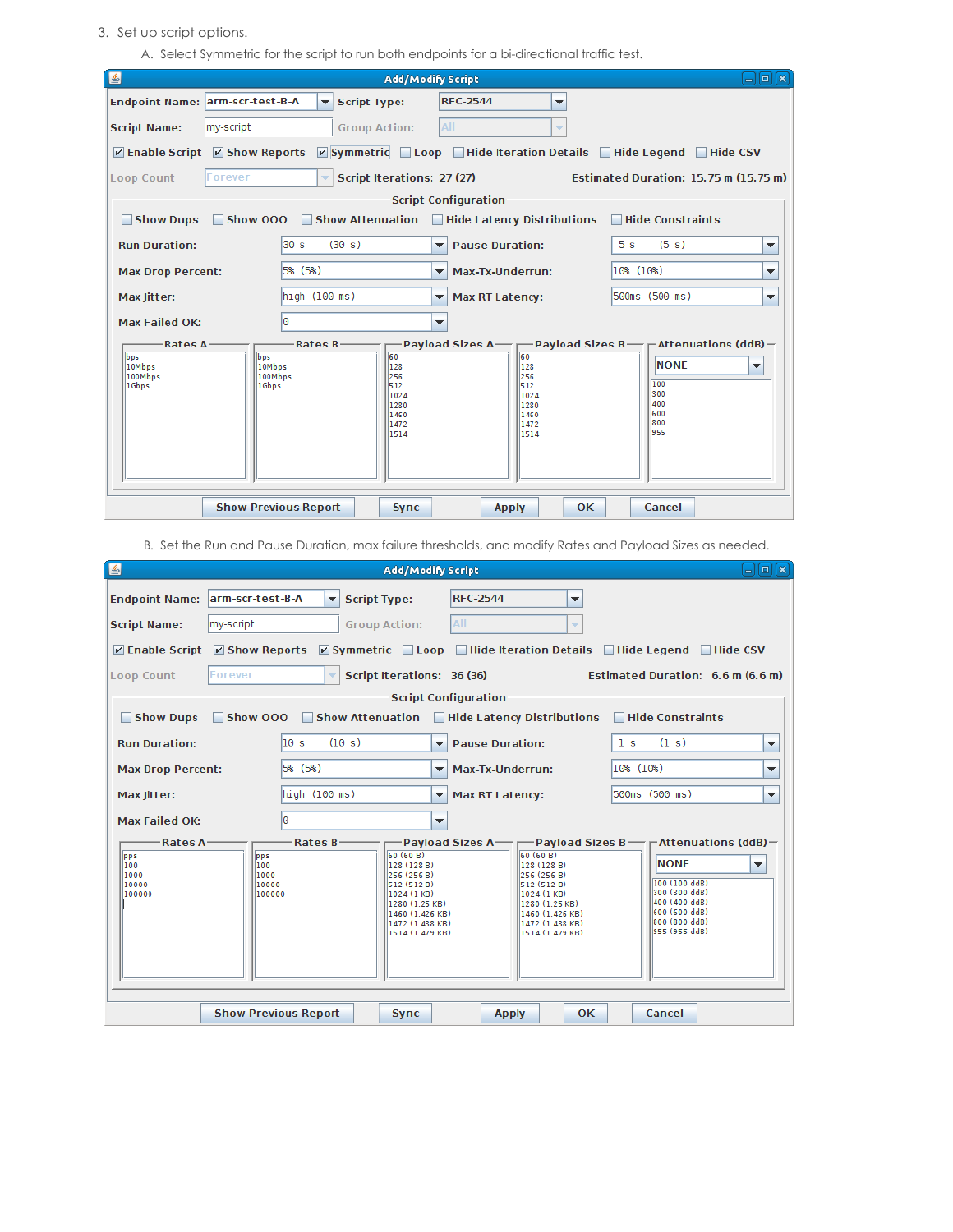3. Set up script options.

   A. Select Symmetric for the script to run both endpoints for a bi-directional traffic test.

**Add/Modify Script**

- Endpoint Name: arm-scr-test-B-A
- Script Type: RFC-2544
- Script Name: my-script
- Group Action: All
- ☑ Enable Script ☑ Show Reports ☑ Symmetric ☐ Loop ☐ Hide Iteration Details ☐ Hide Legend ☐ Hide CSV
- Loop Count: Forever
- Script Iterations: 27 (27)
- Estimated Duration: 15.75 m (15.75 m)

Script Configuration

- ☐ Show Dups ☐ Show OOO ☐ Show Attenuation ☐ Hide Latency Distributions ☐ Hide Constraints
- Run Duration: 30 s (30 s)
- Pause Duration: 5 s (5 s)
- Max Drop Percent: 5% (5%)
- Max-Tx-Underrun: 10% (10%)
- Max Jitter: high (100 ms)
- Max RT Latency: 500ms (500 ms)
- Max Failed OK: 0

| Rates A | Rates B | Payload Sizes A | Payload Sizes B | Attenuations (ddB) |
|---|---|---|---|---|
| bps<br>10Mbps<br>100Mbps<br>1Gbps | bps<br>10Mbps<br>100Mbps<br>1Gbps | 60<br>128<br>256<br>512<br>1024<br>1280<br>1460<br>1472<br>1514 | 60<br>128<br>256<br>512<br>1024<br>1280<br>1460<br>1472<br>1514 | NONE<br>100<br>300<br>400<br>600<br>800<br>955 |

Show Previous Report | Sync | Apply | OK | Cancel

   B. Set the Run and Pause Duration, max failure thresholds, and modify Rates and Payload Sizes as needed.

**Add/Modify Script**

- Endpoint Name: arm-scr-test-B-A
- Script Type: RFC-2544
- Script Name: my-script
- Group Action: All
- ☑ Enable Script ☑ Show Reports ☑ Symmetric ☐ Loop ☐ Hide Iteration Details ☐ Hide Legend ☐ Hide CSV
- Loop Count: Forever
- Script Iterations: 36 (36)
- Estimated Duration: 6.6 m (6.6 m)

Script Configuration

- ☐ Show Dups ☐ Show OOO ☐ Show Attenuation ☐ Hide Latency Distributions ☐ Hide Constraints
- Run Duration: 10 s (10 s)
- Pause Duration: 1 s (1 s)
- Max Drop Percent: 5% (5%)
- Max-Tx-Underrun: 10% (10%)
- Max Jitter: high (100 ms)
- Max RT Latency: 500ms (500 ms)
- Max Failed OK: 0

| Rates A | Rates B | Payload Sizes A | Payload Sizes B | Attenuations (ddB) |
|---|---|---|---|---|
| pps<br>100<br>1000<br>10000<br>100000 | pps<br>100<br>1000<br>10000<br>100000 | 60 (60 B)<br>128 (128 B)<br>256 (256 B)<br>512 (512 B)<br>1024 (1 KB)<br>1280 (1.25 KB)<br>1460 (1.426 KB)<br>1472 (1.438 KB)<br>1514 (1.479 KB) | 60 (60 B)<br>128 (128 B)<br>256 (256 B)<br>512 (512 B)<br>1024 (1 KB)<br>1280 (1.25 KB)<br>1460 (1.426 KB)<br>1472 (1.438 KB)<br>1514 (1.479 KB) | NONE<br>100 (100 ddB)<br>300 (300 ddB)<br>400 (400 ddB)<br>600 (600 ddB)<br>800 (800 ddB)<br>955 (955 ddB) |

Show Previous Report | Sync | Apply | OK | Cancel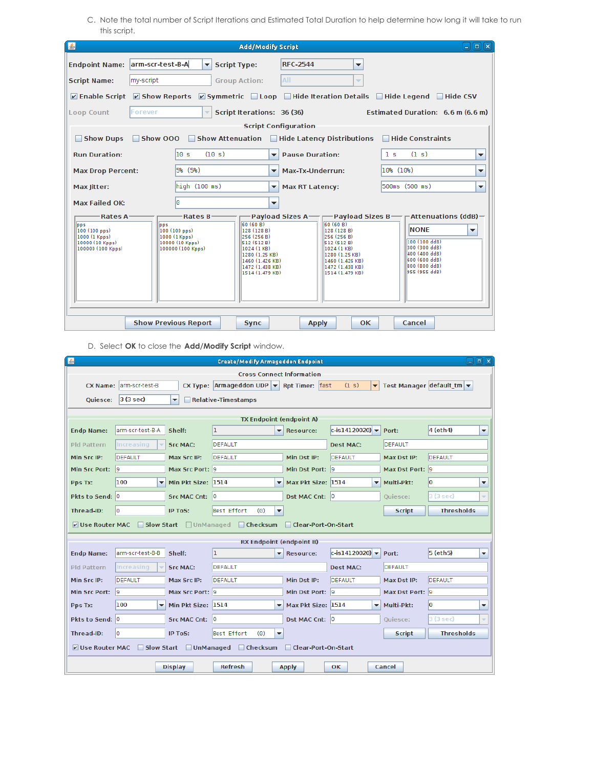C. Note the total number of Script Iterations and Estimated Total Duration to help determine how long it will take to run this script.

D. Select **OK** to close the **Add/Modify Script** window.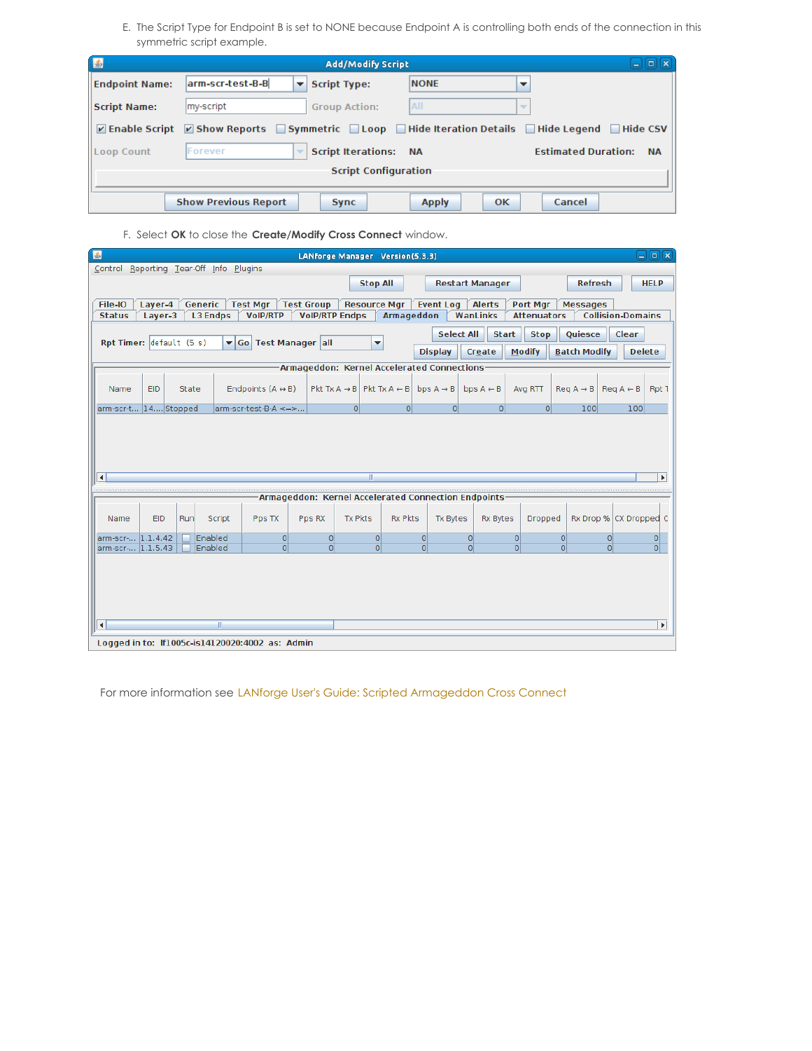E. The Script Type for Endpoint B is set to NONE because Endpoint A is controlling both ends of the connection in this symmetric script example.

F. Select **OK** to close the **Create/Modify Cross Connect** window.

For more information see LANforge User's Guide: Scripted Armageddon Cross Connect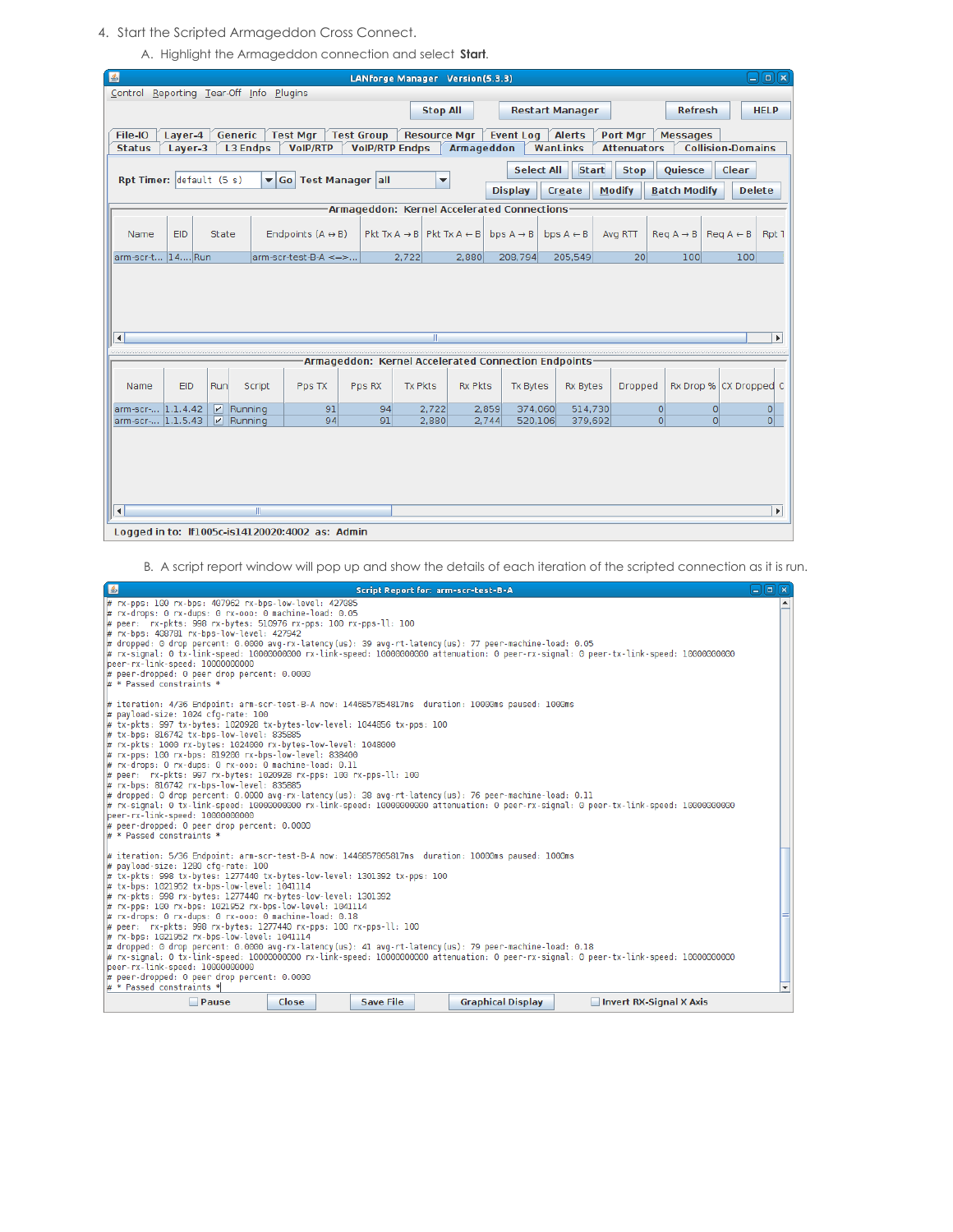4. Start the Scripted Armageddon Cross Connect.

   A. Highlight the Armageddon connection and select **Start**.

   B. A script report window will pop up and show the details of each iteration of the scripted connection as it is run.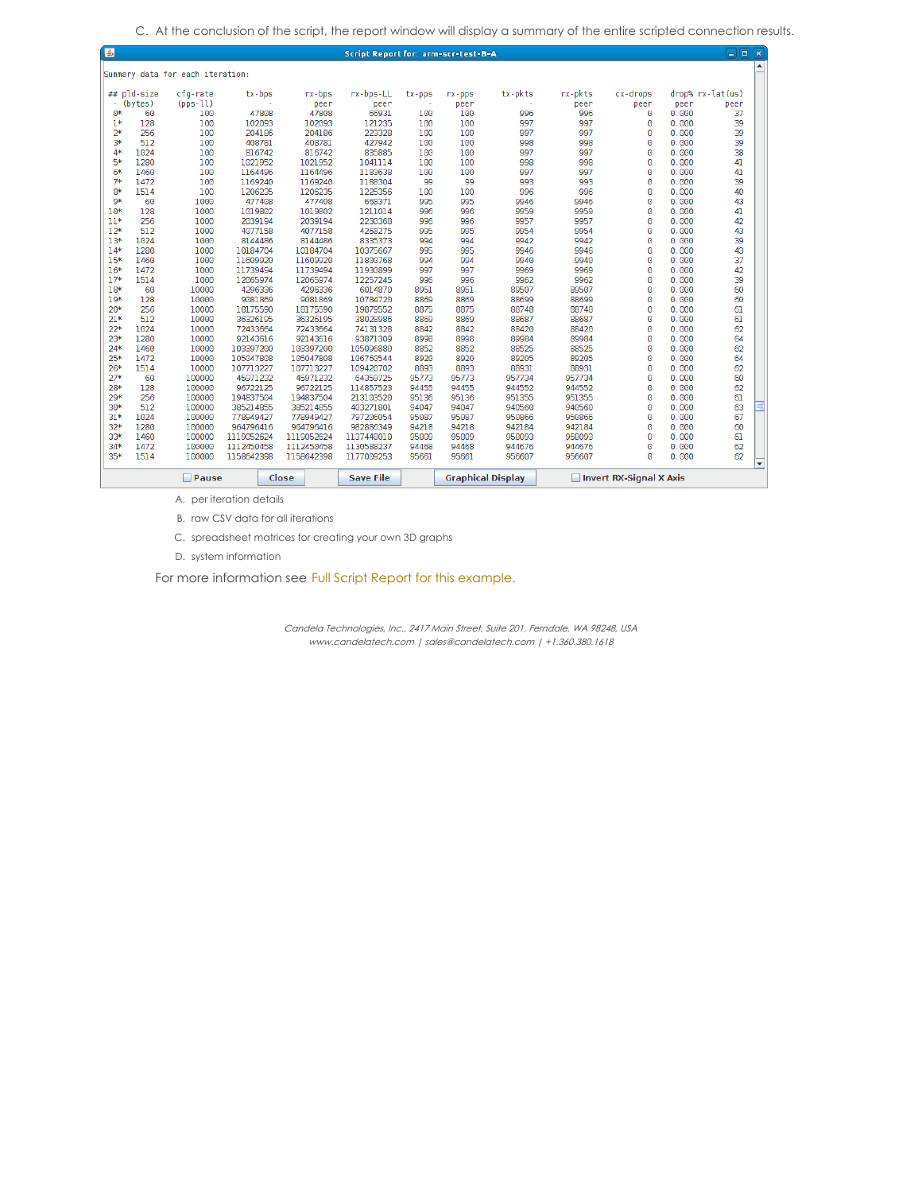C. At the conclusion of the script, the report window will display a summary of the entire scripted connection results.

Script Report for: arm-scr-test-B-A

Summary data for each iteration:

| ## | pld-size (bytes) | cfg-rate (pps-ll) | tx-bps | rx-bps peer | rx-bps-LL peer | tx-pps | rx-pps peer | tx-pkts | rx-pkts peer | cx-drops peer | drop% peer | rx-lat(us) peer |
|---|---|---|---|---|---|---|---|---|---|---|---|---|
| 0* | 60 | 100 | 47808 | 47808 | 66931 | 100 | 100 | 996 | 996 | 0 | 0.000 | 37 |
| 1* | 128 | 100 | 102093 | 102093 | 121235 | 100 | 100 | 997 | 997 | 0 | 0.000 | 39 |
| 2* | 256 | 100 | 204186 | 204186 | 223328 | 100 | 100 | 997 | 997 | 0 | 0.000 | 39 |
| 3* | 512 | 100 | 408781 | 408781 | 427942 | 100 | 100 | 998 | 998 | 0 | 0.000 | 39 |
| 4* | 1024 | 100 | 816742 | 816742 | 835885 | 100 | 100 | 997 | 997 | 0 | 0.000 | 38 |
| 5* | 1280 | 100 | 1021952 | 1021952 | 1041114 | 100 | 100 | 998 | 998 | 0 | 0.000 | 41 |
| 6* | 1460 | 100 | 1164496 | 1164496 | 1183638 | 100 | 100 | 997 | 997 | 0 | 0.000 | 41 |
| 7* | 1472 | 100 | 1169240 | 1169240 | 1188304 | 99 | 99 | 993 | 993 | 0 | 0.000 | 39 |
| 8* | 1514 | 100 | 1206235 | 1206235 | 1225356 | 100 | 100 | 996 | 996 | 0 | 0.000 | 40 |
| 9* | 60 | 1000 | 477408 | 477408 | 668371 | 995 | 995 | 9946 | 9946 | 0 | 0.000 | 43 |
| 10* | 128 | 1000 | 1019802 | 1019802 | 1211014 | 996 | 996 | 9959 | 9959 | 0 | 0.000 | 41 |
| 11* | 256 | 1000 | 2039194 | 2039194 | 2230368 | 996 | 996 | 9957 | 9957 | 0 | 0.000 | 42 |
| 12* | 512 | 1000 | 4077158 | 4077158 | 4268275 | 995 | 995 | 9954 | 9954 | 0 | 0.000 | 43 |
| 13* | 1024 | 1000 | 8144486 | 8144486 | 8335373 | 994 | 994 | 9942 | 9942 | 0 | 0.000 | 39 |
| 14* | 1280 | 1000 | 10184704 | 10184704 | 10375667 | 995 | 995 | 9946 | 9946 | 0 | 0.000 | 43 |
| 15* | 1460 | 1000 | 11609920 | 11609920 | 11800768 | 994 | 994 | 9940 | 9940 | 0 | 0.000 | 37 |
| 16* | 1472 | 1000 | 11739494 | 11739494 | 11930899 | 997 | 997 | 9969 | 9969 | 0 | 0.000 | 42 |
| 17* | 1514 | 1000 | 12065974 | 12065974 | 12257245 | 996 | 996 | 9962 | 9962 | 0 | 0.000 | 39 |
| 18* | 60 | 10000 | 4296336 | 4296336 | 6014870 | 8951 | 8951 | 89507 | 89507 | 0 | 0.000 | 60 |
| 19* | 128 | 10000 | 9081869 | 9081869 | 10784720 | 8869 | 8869 | 88699 | 88699 | 0 | 0.000 | 60 |
| 20* | 256 | 10000 | 18175590 | 18175590 | 19879552 | 8875 | 8875 | 88748 | 88748 | 0 | 0.000 | 61 |
| 21* | 512 | 10000 | 36326195 | 36326195 | 38028986 | 8869 | 8869 | 88687 | 88687 | 0 | 0.000 | 61 |
| 22* | 1024 | 10000 | 72433664 | 72433664 | 74131328 | 8842 | 8842 | 88420 | 88420 | 0 | 0.000 | 62 |
| 23* | 1280 | 10000 | 92143616 | 92143616 | 93871309 | 8998 | 8998 | 89984 | 89984 | 0 | 0.000 | 64 |
| 24* | 1460 | 10000 | 103397200 | 103397200 | 105096880 | 8852 | 8852 | 88525 | 88525 | 0 | 0.000 | 62 |
| 25* | 1472 | 10000 | 105047808 | 105047808 | 106760544 | 8920 | 8920 | 89205 | 89205 | 0 | 0.000 | 64 |
| 26* | 1514 | 10000 | 107713227 | 107713227 | 109420702 | 8893 | 8893 | 88931 | 88931 | 0 | 0.000 | 62 |
| 27* | 60 | 100000 | 45971232 | 45971232 | 64359725 | 95773 | 95773 | 957734 | 957734 | 0 | 0.000 | 60 |
| 28* | 128 | 100000 | 96722125 | 96722125 | 114857523 | 94455 | 94455 | 944552 | 944552 | 0 | 0.000 | 62 |
| 29* | 256 | 100000 | 194837504 | 194837504 | 213103520 | 95136 | 95136 | 951355 | 951355 | 0 | 0.000 | 61 |
| 30* | 512 | 100000 | 385214855 | 385214855 | 403271801 | 94047 | 94047 | 940560 | 940560 | 0 | 0.000 | 63 |
| 31* | 1024 | 100000 | 778949427 | 778949427 | 797206054 | 95087 | 95087 | 950866 | 950866 | 0 | 0.000 | 67 |
| 32* | 1280 | 100000 | 964796416 | 964796416 | 982886349 | 94218 | 94218 | 942184 | 942184 | 0 | 0.000 | 60 |
| 33* | 1460 | 100000 | 1119052624 | 1119052624 | 1137448010 | 95809 | 95809 | 958093 | 958093 | 0 | 0.000 | 61 |
| 34* | 1472 | 100000 | 1112450458 | 1112450458 | 1130588237 | 94468 | 94468 | 944676 | 944676 | 0 | 0.000 | 62 |
| 35* | 1514 | 100000 | 1158642398 | 1158642398 | 1177009253 | 95661 | 95661 | 956607 | 956607 | 0 | 0.000 | 62 |

Pause | Close | Save File | Graphical Display | Invert RX-Signal X Axis

A. per iteration details

B. raw CSV data for all iterations

C. spreadsheet matrices for creating your own 3D graphs

D. system information

For more information see Full Script Report for this example.

*Candela Technologies, Inc., 2417 Main Street, Suite 201, Ferndale, WA 98248, USA*
*www.candelatech.com | sales@candelatech.com | +1.360.380.1618*